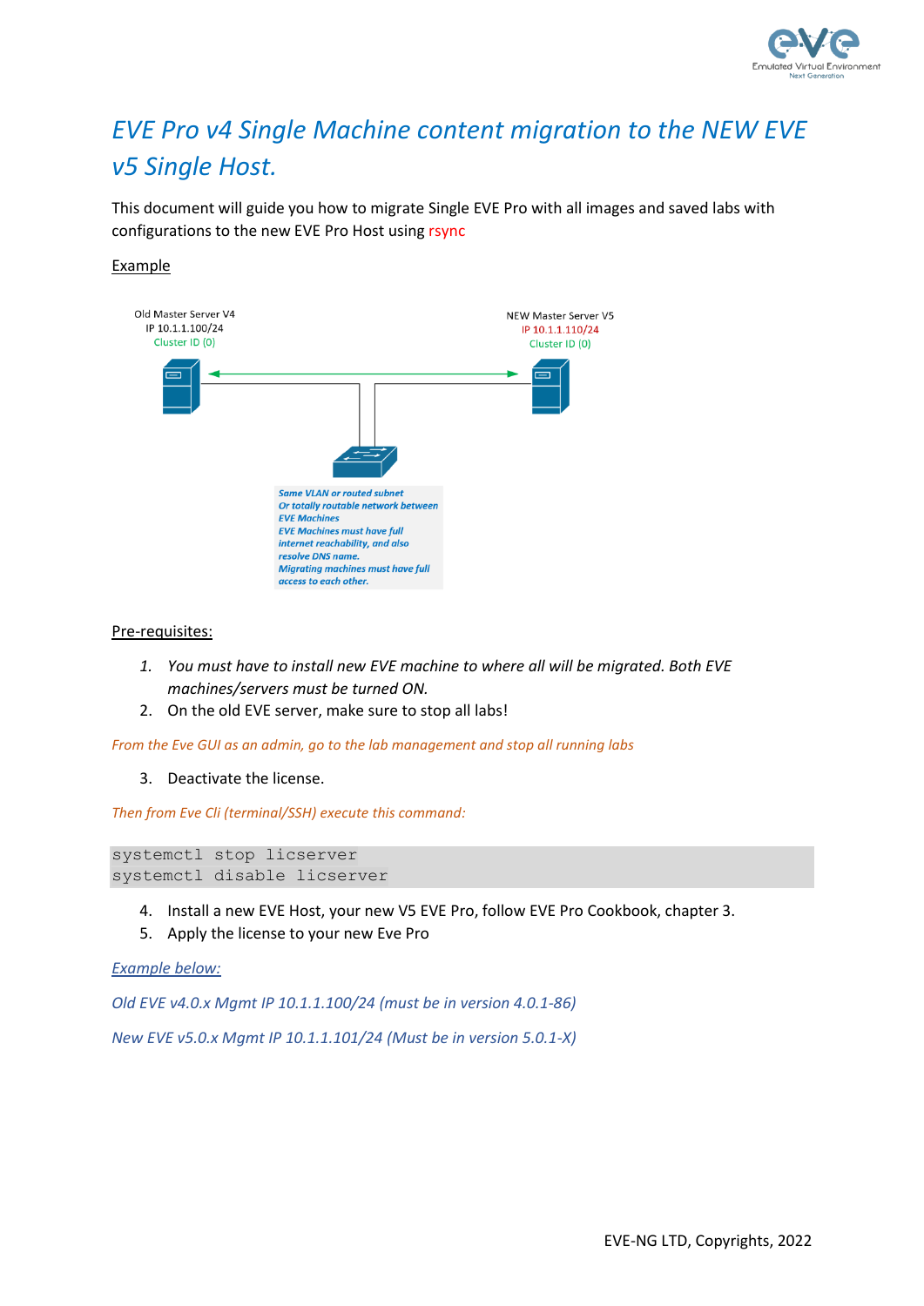# EVE Pro v4 Single Machine content migration to the NEW EVE v5 Single Host.

This document will guide you how to migrate Single EVE Pro with all images and saved labs with configurations to the new EVE Pro Host using rsync

Example

Old Master Server V4
IP 10.1.1.100/24
Cluster ID (0)

NEW Master Server V5
IP 10.1.1.110/24
Cluster ID (0)

*Same VLAN or routed subnet*
*Or totally routable network between EVE Machines*
*EVE Machines must have full internet reachability, and also resolve DNS name.*
*Migrating machines must have full access to each other.*

Pre-requisites:

1. *You must have to install new EVE machine to where all will be migrated. Both EVE machines/servers must be turned ON.*
2. On the old EVE server, make sure to stop all labs!

*From the Eve GUI as an admin, go to the lab management and stop all running labs*

3. Deactivate the license.

*Then from Eve Cli (terminal/SSH) execute this command:*

```
systemctl stop licserver
systemctl disable licserver
```

4. Install a new EVE Host, your new V5 EVE Pro, follow EVE Pro Cookbook, chapter 3.
5. Apply the license to your new Eve Pro

*Example below:*

*Old EVE v4.0.x Mgmt IP 10.1.1.100/24 (must be in version 4.0.1-86)*

*New EVE v5.0.x Mgmt IP 10.1.1.101/24 (Must be in version 5.0.1-X)*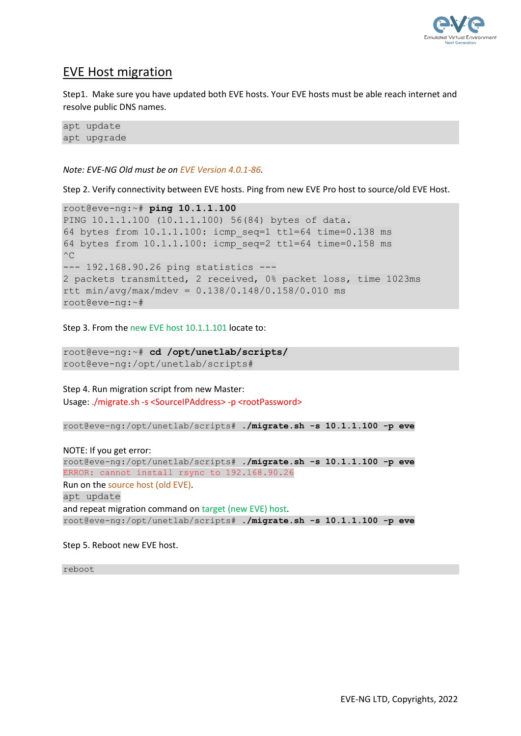## EVE Host migration

Step1. Make sure you have updated both EVE hosts. Your EVE hosts must be able reach internet and resolve public DNS names.

```
apt update
apt upgrade
```

*Note: EVE-NG Old must be on EVE Version 4.0.1-86.*

Step 2. Verify connectivity between EVE hosts. Ping from new EVE Pro host to source/old EVE Host.

```
root@eve-ng:~# ping 10.1.1.100
PING 10.1.1.100 (10.1.1.100) 56(84) bytes of data.
64 bytes from 10.1.1.100: icmp_seq=1 ttl=64 time=0.138 ms
64 bytes from 10.1.1.100: icmp_seq=2 ttl=64 time=0.158 ms
^C
--- 192.168.90.26 ping statistics ---
2 packets transmitted, 2 received, 0% packet loss, time 1023ms
rtt min/avg/max/mdev = 0.138/0.148/0.158/0.010 ms
root@eve-ng:~#
```

Step 3. From the new EVE host 10.1.1.101 locate to:

```
root@eve-ng:~# cd /opt/unetlab/scripts/
root@eve-ng:/opt/unetlab/scripts#
```

Step 4. Run migration script from new Master:
Usage: ./migrate.sh -s <SourceIPAddress> -p <rootPassword>

```
root@eve-ng:/opt/unetlab/scripts# ./migrate.sh -s 10.1.1.100 -p eve
```

NOTE: If you get error:

```
root@eve-ng:/opt/unetlab/scripts# ./migrate.sh -s 10.1.1.100 -p eve
ERROR: cannot install rsync to 192.168.90.26
```

Run on the source host (old EVE).

```
apt update
```

and repeat migration command on target (new EVE) host.

```
root@eve-ng:/opt/unetlab/scripts# ./migrate.sh -s 10.1.1.100 -p eve
```

Step 5. Reboot new EVE host.

```
reboot
```